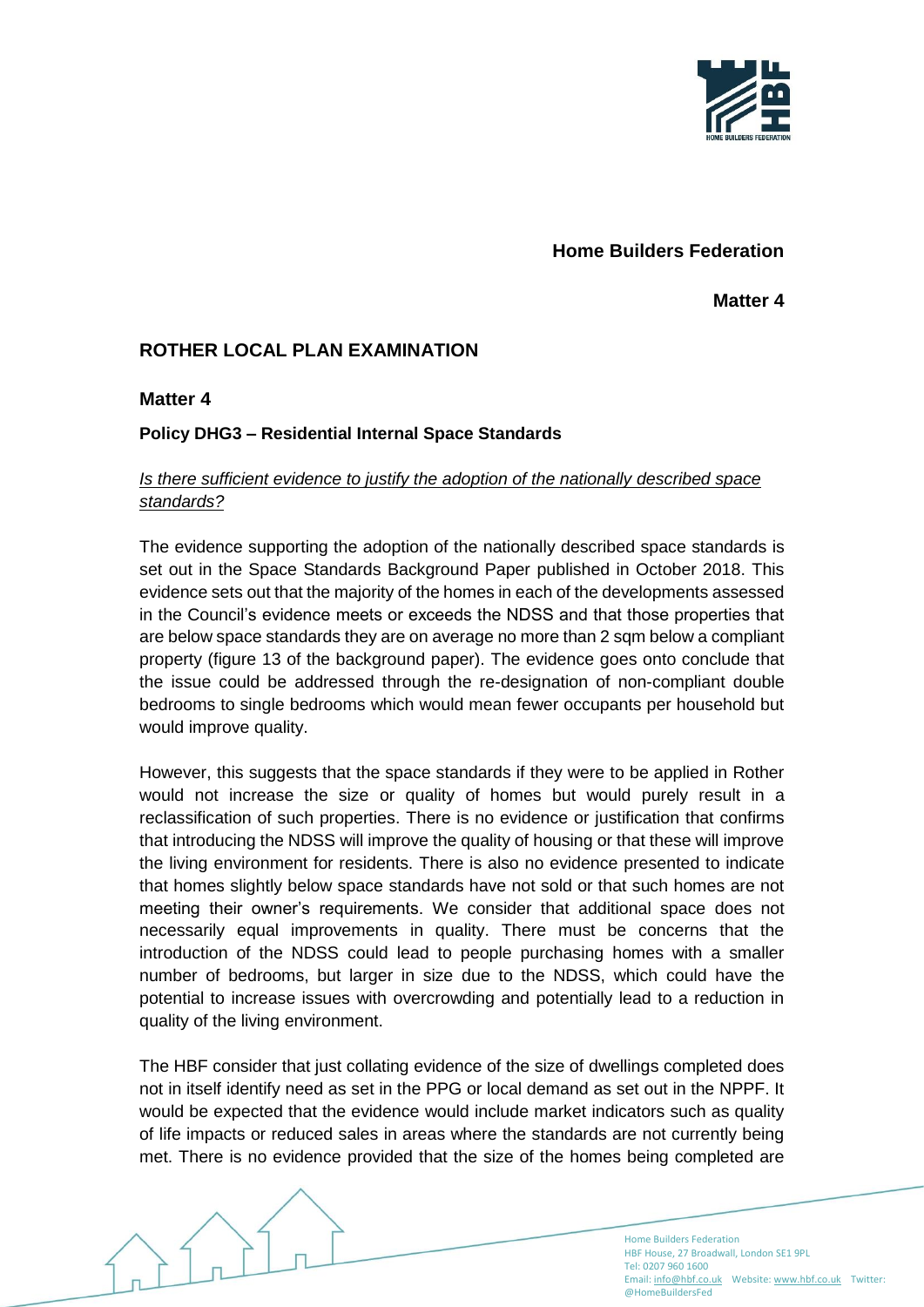**Home Builders Federation**

**Matter 4**

## ROTHER LOCAL PLAN EXAMINATION

### Matter 4

**Policy DHG3 – Residential Internal Space Standards**

_Is there sufficient evidence to justify the adoption of the nationally described space standards?_

The evidence supporting the adoption of the nationally described space standards is set out in the Space Standards Background Paper published in October 2018. This evidence sets out that the majority of the homes in each of the developments assessed in the Council's evidence meets or exceeds the NDSS and that those properties that are below space standards they are on average no more than 2 sqm below a compliant property (figure 13 of the background paper). The evidence goes onto conclude that the issue could be addressed through the re-designation of non-compliant double bedrooms to single bedrooms which would mean fewer occupants per household but would improve quality.

However, this suggests that the space standards if they were to be applied in Rother would not increase the size or quality of homes but would purely result in a reclassification of such properties. There is no evidence or justification that confirms that introducing the NDSS will improve the quality of housing or that these will improve the living environment for residents. There is also no evidence presented to indicate that homes slightly below space standards have not sold or that such homes are not meeting their owner's requirements. We consider that additional space does not necessarily equal improvements in quality. There must be concerns that the introduction of the NDSS could lead to people purchasing homes with a smaller number of bedrooms, but larger in size due to the NDSS, which could have the potential to increase issues with overcrowding and potentially lead to a reduction in quality of the living environment.

The HBF consider that just collating evidence of the size of dwellings completed does not in itself identify need as set in the PPG or local demand as set out in the NPPF. It would be expected that the evidence would include market indicators such as quality of life impacts or reduced sales in areas where the standards are not currently being met. There is no evidence provided that the size of the homes being completed are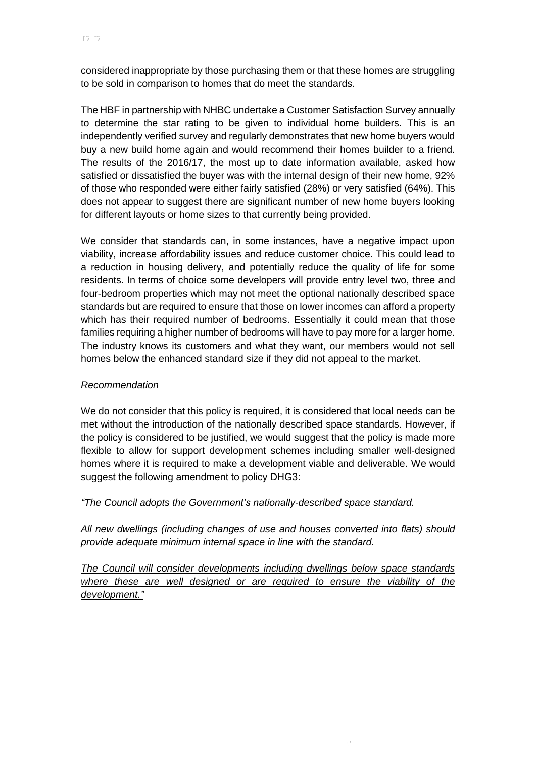considered inappropriate by those purchasing them or that these homes are struggling to be sold in comparison to homes that do meet the standards.

The HBF in partnership with NHBC undertake a Customer Satisfaction Survey annually to determine the star rating to be given to individual home builders. This is an independently verified survey and regularly demonstrates that new home buyers would buy a new build home again and would recommend their homes builder to a friend. The results of the 2016/17, the most up to date information available, asked how satisfied or dissatisfied the buyer was with the internal design of their new home, 92% of those who responded were either fairly satisfied (28%) or very satisfied (64%). This does not appear to suggest there are significant number of new home buyers looking for different layouts or home sizes to that currently being provided.

We consider that standards can, in some instances, have a negative impact upon viability, increase affordability issues and reduce customer choice. This could lead to a reduction in housing delivery, and potentially reduce the quality of life for some residents. In terms of choice some developers will provide entry level two, three and four-bedroom properties which may not meet the optional nationally described space standards but are required to ensure that those on lower incomes can afford a property which has their required number of bedrooms. Essentially it could mean that those families requiring a higher number of bedrooms will have to pay more for a larger home. The industry knows its customers and what they want, our members would not sell homes below the enhanced standard size if they did not appeal to the market.

*Recommendation*

We do not consider that this policy is required, it is considered that local needs can be met without the introduction of the nationally described space standards. However, if the policy is considered to be justified, we would suggest that the policy is made more flexible to allow for support development schemes including smaller well-designed homes where it is required to make a development viable and deliverable. We would suggest the following amendment to policy DHG3:

*"The Council adopts the Government's nationally-described space standard.*

*All new dwellings (including changes of use and houses converted into flats) should provide adequate minimum internal space in line with the standard.*

*<u>The Council will consider developments including dwellings below space standards where these are well designed or are required to ensure the viability of the development."</u>*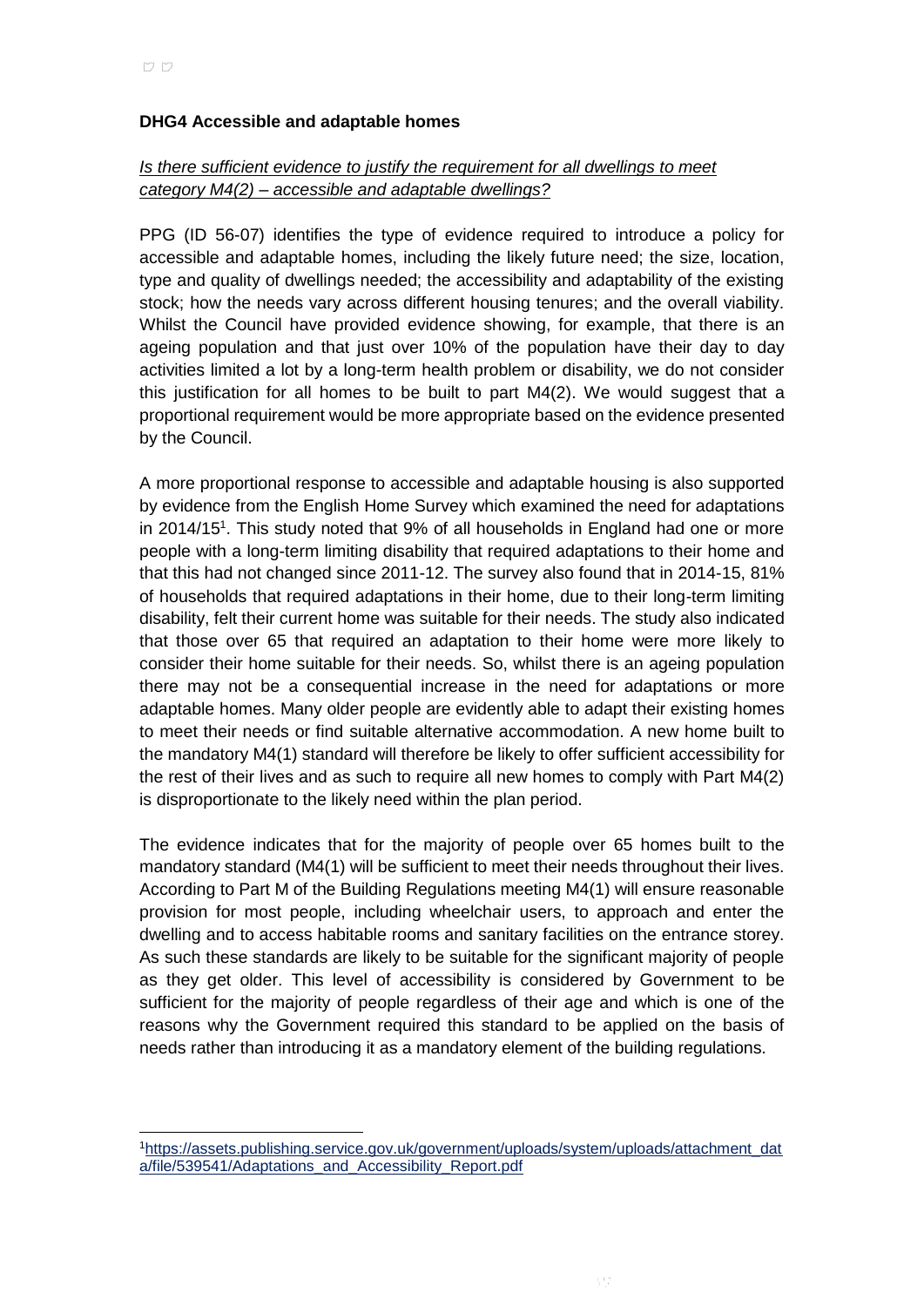**DHG4 Accessible and adaptable homes**

*Is there sufficient evidence to justify the requirement for all dwellings to meet category M4(2) – accessible and adaptable dwellings?*

PPG (ID 56-07) identifies the type of evidence required to introduce a policy for accessible and adaptable homes, including the likely future need; the size, location, type and quality of dwellings needed; the accessibility and adaptability of the existing stock; how the needs vary across different housing tenures; and the overall viability. Whilst the Council have provided evidence showing, for example, that there is an ageing population and that just over 10% of the population have their day to day activities limited a lot by a long-term health problem or disability, we do not consider this justification for all homes to be built to part M4(2). We would suggest that a proportional requirement would be more appropriate based on the evidence presented by the Council.

A more proportional response to accessible and adaptable housing is also supported by evidence from the English Home Survey which examined the need for adaptations in 2014/15[1]. This study noted that 9% of all households in England had one or more people with a long-term limiting disability that required adaptations to their home and that this had not changed since 2011-12. The survey also found that in 2014-15, 81% of households that required adaptations in their home, due to their long-term limiting disability, felt their current home was suitable for their needs. The study also indicated that those over 65 that required an adaptation to their home were more likely to consider their home suitable for their needs. So, whilst there is an ageing population there may not be a consequential increase in the need for adaptations or more adaptable homes. Many older people are evidently able to adapt their existing homes to meet their needs or find suitable alternative accommodation. A new home built to the mandatory M4(1) standard will therefore be likely to offer sufficient accessibility for the rest of their lives and as such to require all new homes to comply with Part M4(2) is disproportionate to the likely need within the plan period.

The evidence indicates that for the majority of people over 65 homes built to the mandatory standard (M4(1) will be sufficient to meet their needs throughout their lives. According to Part M of the Building Regulations meeting M4(1) will ensure reasonable provision for most people, including wheelchair users, to approach and enter the dwelling and to access habitable rooms and sanitary facilities on the entrance storey. As such these standards are likely to be suitable for the significant majority of people as they get older. This level of accessibility is considered by Government to be sufficient for the majority of people regardless of their age and which is one of the reasons why the Government required this standard to be applied on the basis of needs rather than introducing it as a mandatory element of the building regulations.

[1] https://assets.publishing.service.gov.uk/government/uploads/system/uploads/attachment_data/file/539541/Adaptations_and_Accessibility_Report.pdf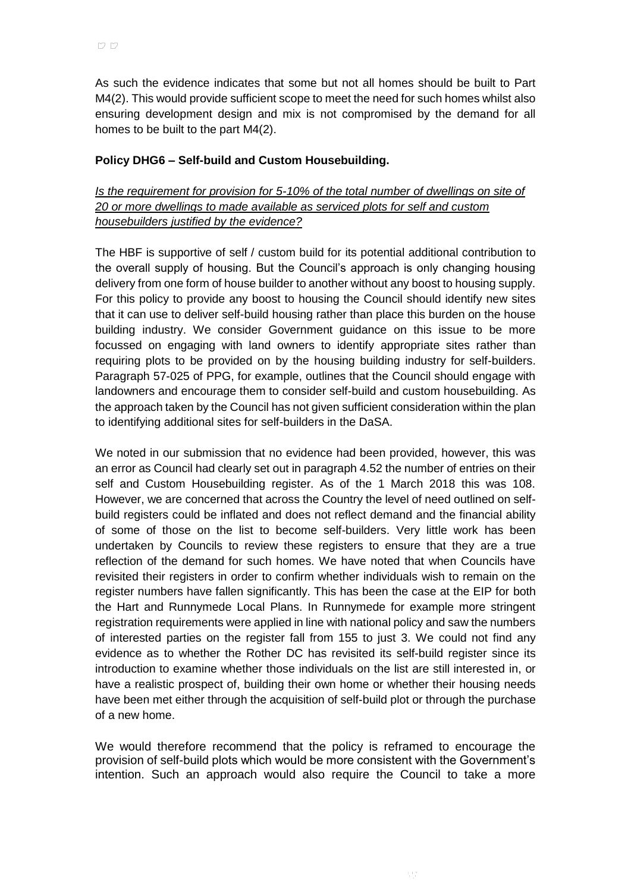As such the evidence indicates that some but not all homes should be built to Part M4(2). This would provide sufficient scope to meet the need for such homes whilst also ensuring development design and mix is not compromised by the demand for all homes to be built to the part M4(2).

**Policy DHG6 – Self-build and Custom Housebuilding.**

*Is the requirement for provision for 5-10% of the total number of dwellings on site of 20 or more dwellings to made available as serviced plots for self and custom housebuilders justified by the evidence?*

The HBF is supportive of self / custom build for its potential additional contribution to the overall supply of housing. But the Council's approach is only changing housing delivery from one form of house builder to another without any boost to housing supply. For this policy to provide any boost to housing the Council should identify new sites that it can use to deliver self-build housing rather than place this burden on the house building industry. We consider Government guidance on this issue to be more focussed on engaging with land owners to identify appropriate sites rather than requiring plots to be provided on by the housing building industry for self-builders. Paragraph 57-025 of PPG, for example, outlines that the Council should engage with landowners and encourage them to consider self-build and custom housebuilding. As the approach taken by the Council has not given sufficient consideration within the plan to identifying additional sites for self-builders in the DaSA.

We noted in our submission that no evidence had been provided, however, this was an error as Council had clearly set out in paragraph 4.52 the number of entries on their self and Custom Housebuilding register. As of the 1 March 2018 this was 108. However, we are concerned that across the Country the level of need outlined on self-build registers could be inflated and does not reflect demand and the financial ability of some of those on the list to become self-builders. Very little work has been undertaken by Councils to review these registers to ensure that they are a true reflection of the demand for such homes. We have noted that when Councils have revisited their registers in order to confirm whether individuals wish to remain on the register numbers have fallen significantly. This has been the case at the EIP for both the Hart and Runnymede Local Plans. In Runnymede for example more stringent registration requirements were applied in line with national policy and saw the numbers of interested parties on the register fall from 155 to just 3. We could not find any evidence as to whether the Rother DC has revisited its self-build register since its introduction to examine whether those individuals on the list are still interested in, or have a realistic prospect of, building their own home or whether their housing needs have been met either through the acquisition of self-build plot or through the purchase of a new home.

We would therefore recommend that the policy is reframed to encourage the provision of self-build plots which would be more consistent with the Government's intention. Such an approach would also require the Council to take a more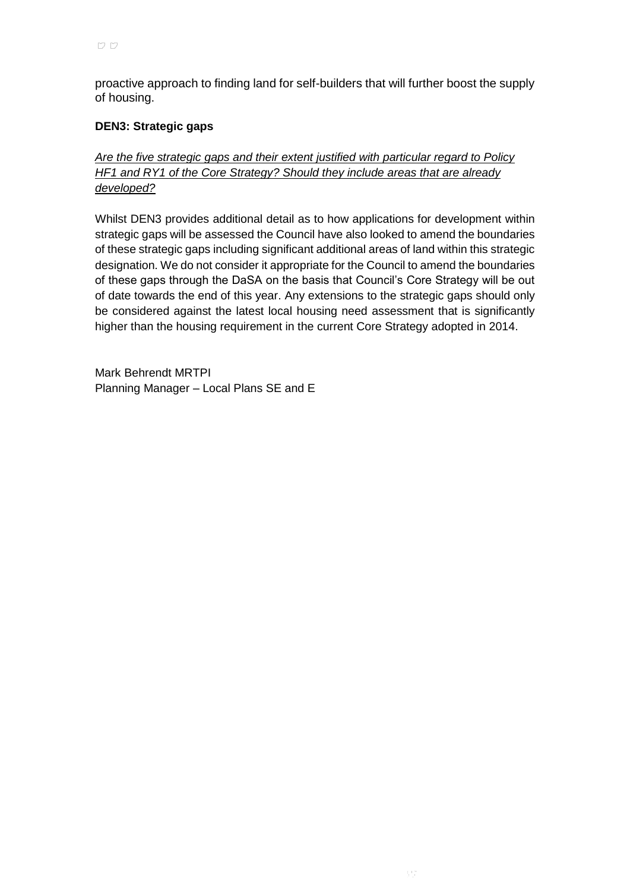proactive approach to finding land for self-builders that will further boost the supply of housing.

**DEN3: Strategic gaps**

*Are the five strategic gaps and their extent justified with particular regard to Policy HF1 and RY1 of the Core Strategy? Should they include areas that are already developed?*

Whilst DEN3 provides additional detail as to how applications for development within strategic gaps will be assessed the Council have also looked to amend the boundaries of these strategic gaps including significant additional areas of land within this strategic designation. We do not consider it appropriate for the Council to amend the boundaries of these gaps through the DaSA on the basis that Council's Core Strategy will be out of date towards the end of this year. Any extensions to the strategic gaps should only be considered against the latest local housing need assessment that is significantly higher than the housing requirement in the current Core Strategy adopted in 2014.

Mark Behrendt MRTPI
Planning Manager – Local Plans SE and E